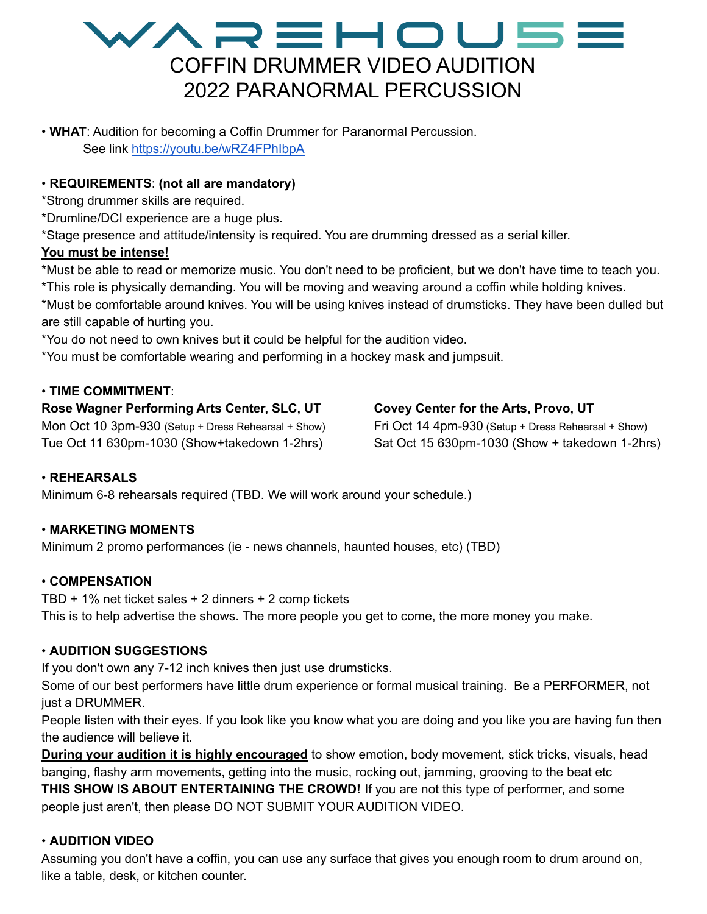# WAREHOUSE

## COFFIN DRUMMER VIDEO AUDITION
## 2022 PARANORMAL PERCUSSION

• **WHAT**: Audition for becoming a Coffin Drummer for Paranormal Percussion.
See link https://youtu.be/wRZ4FPhIbpA

• **REQUIREMENTS**: **(not all are mandatory)**
*Strong drummer skills are required.
*Drumline/DCI experience are a huge plus.
*Stage presence and attitude/intensity is required. You are drumming dressed as a serial killer.
**You must be intense!**
*Must be able to read or memorize music. You don't need to be proficient, but we don't have time to teach you.
*This role is physically demanding. You will be moving and weaving around a coffin while holding knives.
*Must be comfortable around knives. You will be using knives instead of drumsticks. They have been dulled but are still capable of hurting you.
*You do not need to own knives but it could be helpful for the audition video.
*You must be comfortable wearing and performing in a hockey mask and jumpsuit.

• **TIME COMMITMENT**:

**Rose Wagner Performing Arts Center, SLC, UT**
Mon Oct 10 3pm-930 (Setup + Dress Rehearsal + Show)
Tue Oct 11 630pm-1030 (Show+takedown 1-2hrs)

**Covey Center for the Arts, Provo, UT**
Fri Oct 14 4pm-930 (Setup + Dress Rehearsal + Show)
Sat Oct 15 630pm-1030 (Show + takedown 1-2hrs)

• **REHEARSALS**
Minimum 6-8 rehearsals required (TBD. We will work around your schedule.)

• **MARKETING MOMENTS**
Minimum 2 promo performances (ie - news channels, haunted houses, etc) (TBD)

• **COMPENSATION**
TBD + 1% net ticket sales + 2 dinners + 2 comp tickets
This is to help advertise the shows. The more people you get to come, the more money you make.

• **AUDITION SUGGESTIONS**
If you don't own any 7-12 inch knives then just use drumsticks.
Some of our best performers have little drum experience or formal musical training. Be a PERFORMER, not just a DRUMMER.
People listen with their eyes. If you look like you know what you are doing and you like you are having fun then the audience will believe it.
**During your audition it is highly encouraged** to show emotion, body movement, stick tricks, visuals, head banging, flashy arm movements, getting into the music, rocking out, jamming, grooving to the beat etc
**THIS SHOW IS ABOUT ENTERTAINING THE CROWD!** If you are not this type of performer, and some people just aren't, then please DO NOT SUBMIT YOUR AUDITION VIDEO.

• **AUDITION VIDEO**
Assuming you don't have a coffin, you can use any surface that gives you enough room to drum around on, like a table, desk, or kitchen counter.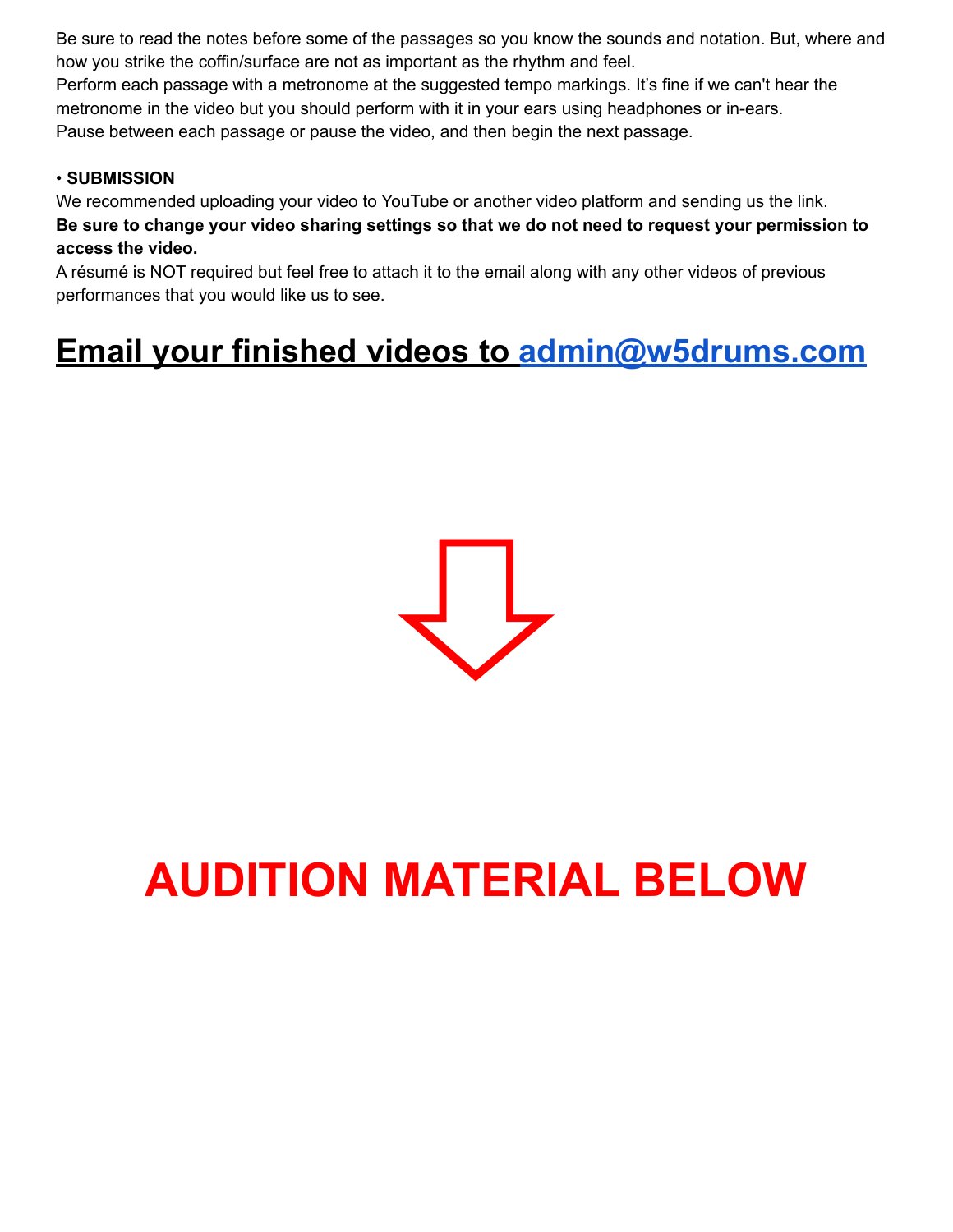Be sure to read the notes before some of the passages so you know the sounds and notation. But, where and how you strike the coffin/surface are not as important as the rhythm and feel.
Perform each passage with a metronome at the suggested tempo markings. It's fine if we can't hear the metronome in the video but you should perform with it in your ears using headphones or in-ears.
Pause between each passage or pause the video, and then begin the next passage.

• **SUBMISSION**
We recommended uploading your video to YouTube or another video platform and sending us the link.
**Be sure to change your video sharing settings so that we do not need to request your permission to access the video.**
A résumé is NOT required but feel free to attach it to the email along with any other videos of previous performances that you would like us to see.

## Email your finished videos to admin@w5drums.com

# AUDITION MATERIAL BELOW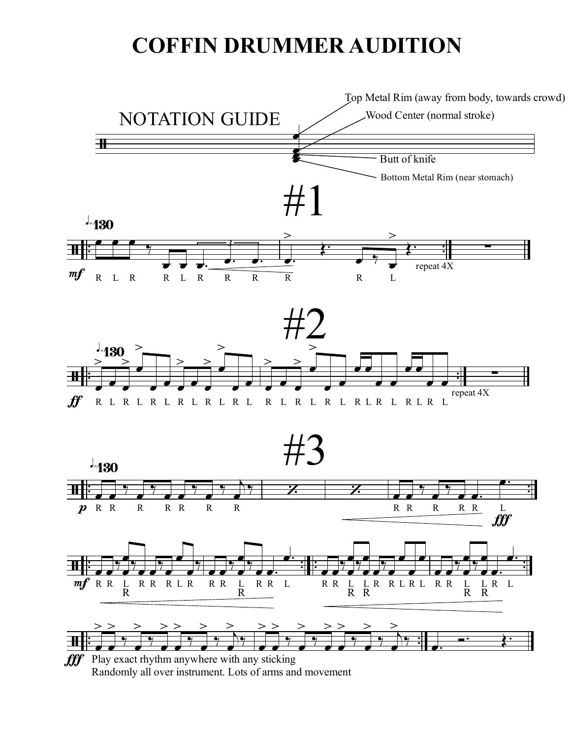# COFFIN DRUMMER AUDITION

## NOTATION GUIDE

- Top Metal Rim (away from body, towards crowd)
- Wood Center (normal stroke)
- Butt of knife
- Bottom Metal Rim (near stomach)

# #1

♩.=130

*mf*

R L R R L R R R R R L

repeat 4X

# #2

♩.=130

*ff*

R L R L R L R L R L R L R L R L R L R L R L R L R L R L

repeat 4X

# #3

♩.=130

*p* R R R R R R R

R R R R R L

*fff*

*mf* R R L R R R L R R R L R R L

R R L L R R L R L R R L L R L
R R R R

*fff* Play exact rhythm anywhere with any sticking
Randomly all over instrument. Lots of arms and movement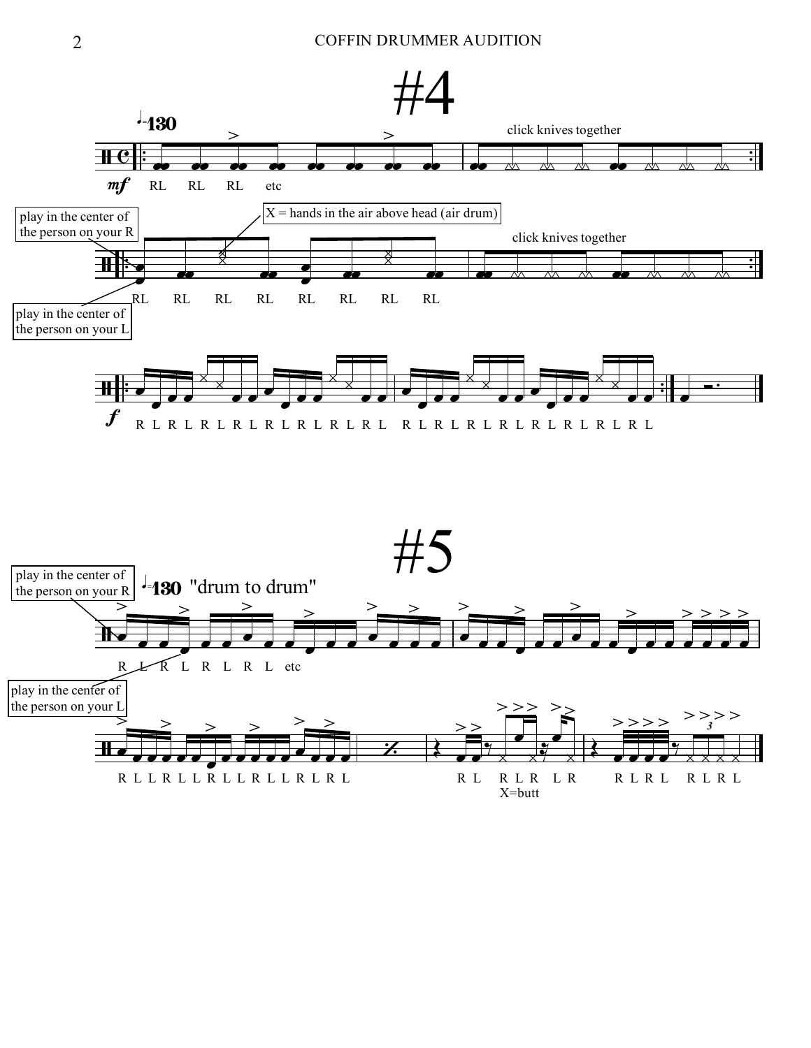# #4

♩=130

*mf* RL RL RL etc

click knives together

play in the center of the person on your R

X = hands in the air above head (air drum)

click knives together

RL RL RL RL RL RL RL RL

play in the center of the person on your L

*f* R L R L R L R L R L R L R L R L R L R L R L R L R L R L R L R L

# #5

play in the center of the person on your R

♩=130 "drum to drum"

R L R L R L R L etc

play in the center of the person on your L

R L L R L L R L L R L L R L R L

R L R L R L R R L R L R L R L

X=butt